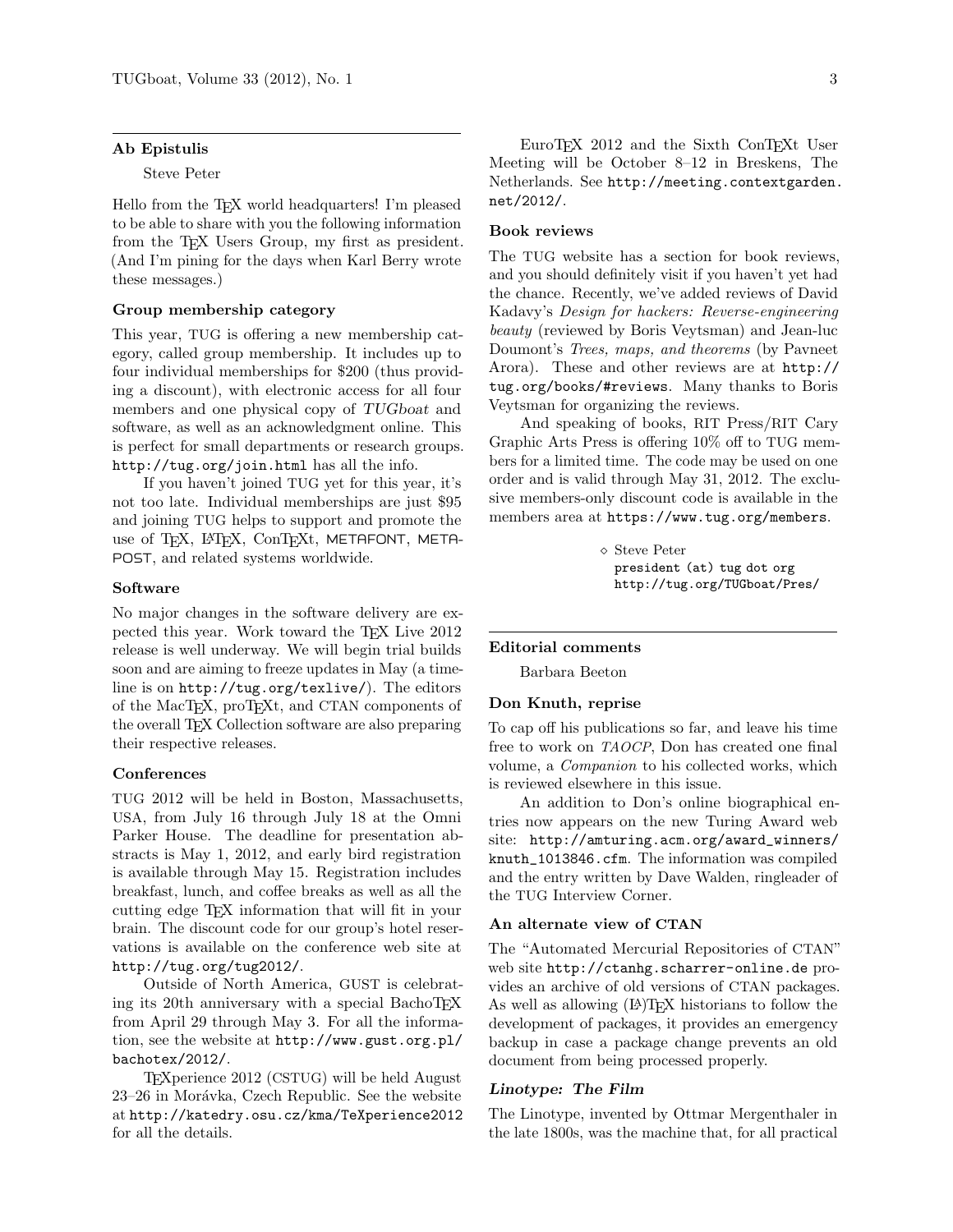## Ab Epistulis

Steve Peter

Hello from the TeX world headquarters! I'm pleased to be able to share with you the following information from the TeX Users Group, my first as president. (And I'm pining for the days when Karl Berry wrote these messages.)

### Group membership category

This year, TUG is offering a new membership category, called group membership. It includes up to four individual memberships for $200 (thus providing a discount), with electronic access for all four members and one physical copy of *TUGboat* and software, as well as an acknowledgment online. This is perfect for small departments or research groups. `http://tug.org/join.html` has all the info.

If you haven't joined TUG yet for this year, it's not too late. Individual memberships are just $95 and joining TUG helps to support and promote the use of TeX, LaTeX, ConTeXt, METAFONT, METAPOST, and related systems worldwide.

### Software

No major changes in the software delivery are expected this year. Work toward the TeX Live 2012 release is well underway. We will begin trial builds soon and are aiming to freeze updates in May (a timeline is on `http://tug.org/texlive/`). The editors of the MacTeX, proTeXt, and CTAN components of the overall TeX Collection software are also preparing their respective releases.

### Conferences

TUG 2012 will be held in Boston, Massachusetts, USA, from July 16 through July 18 at the Omni Parker House. The deadline for presentation abstracts is May 1, 2012, and early bird registration is available through May 15. Registration includes breakfast, lunch, and coffee breaks as well as all the cutting edge TeX information that will fit in your brain. The discount code for our group's hotel reservations is available on the conference web site at `http://tug.org/tug2012/`.

Outside of North America, GUST is celebrating its 20th anniversary with a special BachoTeX from April 29 through May 3. For all the information, see the website at `http://www.gust.org.pl/bachotex/2012/`.

TeXperience 2012 (CSTUG) will be held August 23–26 in Morávka, Czech Republic. See the website at `http://katedry.osu.cz/kma/TeXperience2012` for all the details.

EuroTeX 2012 and the Sixth ConTeXt User Meeting will be October 8–12 in Breskens, The Netherlands. See `http://meeting.contextgarden.net/2012/`.

### Book reviews

The TUG website has a section for book reviews, and you should definitely visit if you haven't yet had the chance. Recently, we've added reviews of David Kadavy's *Design for hackers: Reverse-engineering beauty* (reviewed by Boris Veytsman) and Jean-luc Doumont's *Trees, maps, and theorems* (by Pavneet Arora). These and other reviews are at `http://tug.org/books/#reviews`. Many thanks to Boris Veytsman for organizing the reviews.

And speaking of books, RIT Press/RIT Cary Graphic Arts Press is offering 10% off to TUG members for a limited time. The code may be used on one order and is valid through May 31, 2012. The exclusive members-only discount code is available in the members area at `https://www.tug.org/members`.

◇ Steve Peter
`president (at) tug dot org`
`http://tug.org/TUGboat/Pres/`

## Editorial comments

Barbara Beeton

### Don Knuth, reprise

To cap off his publications so far, and leave his time free to work on *TAOCP*, Don has created one final volume, a *Companion* to his collected works, which is reviewed elsewhere in this issue.

An addition to Don's online biographical entries now appears on the new Turing Award web site: `http://amturing.acm.org/award_winners/knuth_1013846.cfm`. The information was compiled and the entry written by Dave Walden, ringleader of the TUG Interview Corner.

### An alternate view of CTAN

The "Automated Mercurial Repositories of CTAN" web site `http://ctanhg.scharrer-online.de` provides an archive of old versions of CTAN packages. As well as allowing (La)TeX historians to follow the development of packages, it provides an emergency backup in case a package change prevents an old document from being processed properly.

### *Linotype: The Film*

The Linotype, invented by Ottmar Mergenthaler in the late 1800s, was the machine that, for all practical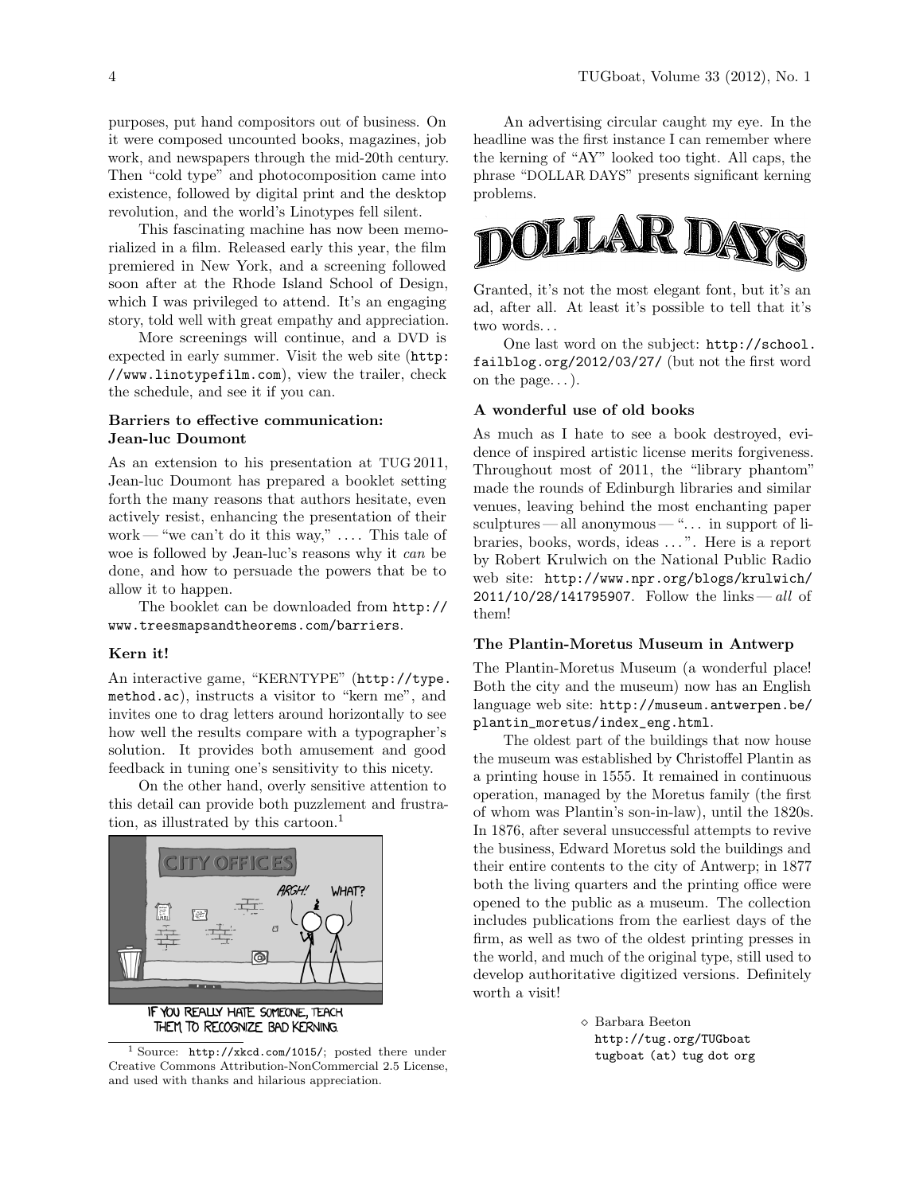purposes, put hand compositors out of business. On it were composed uncounted books, magazines, job work, and newspapers through the mid-20th century. Then "cold type" and photocomposition came into existence, followed by digital print and the desktop revolution, and the world's Linotypes fell silent.

This fascinating machine has now been memorialized in a film. Released early this year, the film premiered in New York, and a screening followed soon after at the Rhode Island School of Design, which I was privileged to attend. It's an engaging story, told well with great empathy and appreciation.

More screenings will continue, and a DVD is expected in early summer. Visit the web site (http://www.linotypefilm.com), view the trailer, check the schedule, and see it if you can.

### Barriers to effective communication: Jean-luc Doumont

As an extension to his presentation at TUG 2011, Jean-luc Doumont has prepared a booklet setting forth the many reasons that authors hesitate, even actively resist, enhancing the presentation of their work — "we can't do it this way," .... This tale of woe is followed by Jean-luc's reasons why it *can* be done, and how to persuade the powers that be to allow it to happen.

The booklet can be downloaded from http://www.treesmapsandtheorems.com/barriers.

### Kern it!

An interactive game, "KERNTYPE" (http://type.method.ac), instructs a visitor to "kern me", and invites one to drag letters around horizontally to see how well the results compare with a typographer's solution. It provides both amusement and good feedback in tuning one's sensitivity to this nicety.

On the other hand, overly sensitive attention to this detail can provide both puzzlement and frustration, as illustrated by this cartoon.[1]

IF YOU REALLY HATE SOMEONE, TEACH THEM TO RECOGNIZE BAD KERNING.

[1] Source: http://xkcd.com/1015/; posted there under Creative Commons Attribution-NonCommercial 2.5 License, and used with thanks and hilarious appreciation.

An advertising circular caught my eye. In the headline was the first instance I can remember where the kerning of "AY" looked too tight. All caps, the phrase "DOLLAR DAYS" presents significant kerning problems.

DOLLAR DAYS

Granted, it's not the most elegant font, but it's an ad, after all. At least it's possible to tell that it's two words...

One last word on the subject: http://school.failblog.org/2012/03/27/ (but not the first word on the page...).

### A wonderful use of old books

As much as I hate to see a book destroyed, evidence of inspired artistic license merits forgiveness. Throughout most of 2011, the "library phantom" made the rounds of Edinburgh libraries and similar venues, leaving behind the most enchanting paper sculptures — all anonymous — "... in support of libraries, books, words, ideas ...". Here is a report by Robert Krulwich on the National Public Radio web site: http://www.npr.org/blogs/krulwich/2011/10/28/141795907. Follow the links — *all* of them!

### The Plantin-Moretus Museum in Antwerp

The Plantin-Moretus Museum (a wonderful place! Both the city and the museum) now has an English language web site: http://museum.antwerpen.be/plantin_moretus/index_eng.html.

The oldest part of the buildings that now house the museum was established by Christoffel Plantin as a printing house in 1555. It remained in continuous operation, managed by the Moretus family (the first of whom was Plantin's son-in-law), until the 1820s. In 1876, after several unsuccessful attempts to revive the business, Edward Moretus sold the buildings and their entire contents to the city of Antwerp; in 1877 both the living quarters and the printing office were opened to the public as a museum. The collection includes publications from the earliest days of the firm, as well as two of the oldest printing presses in the world, and much of the original type, still used to develop authoritative digitized versions. Definitely worth a visit!

◇ Barbara Beeton
http://tug.org/TUGboat
tugboat (at) tug dot org